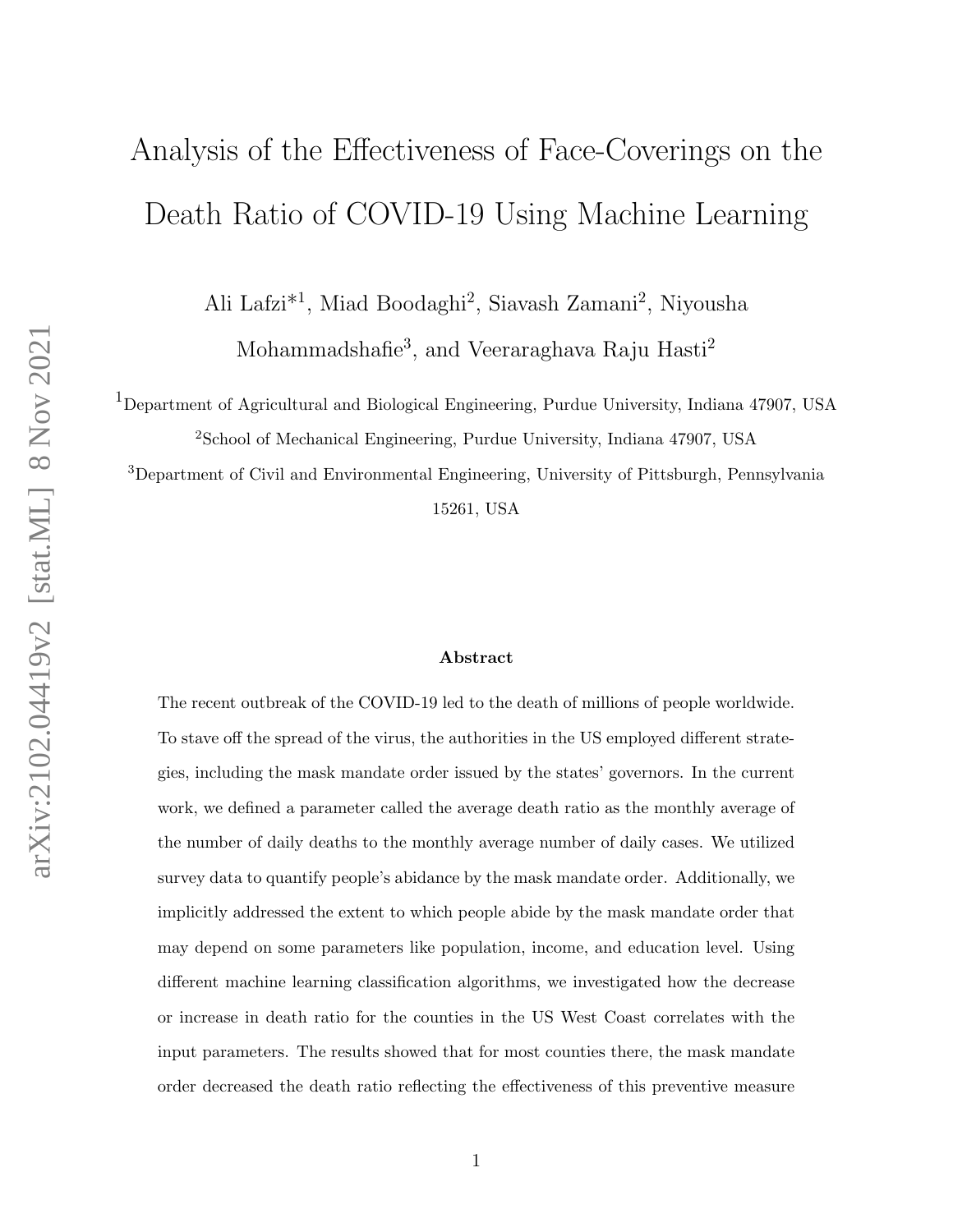# Analysis of the Effectiveness of Face-Coverings on the Death Ratio of COVID-19 Using Machine Learning

Ali Lafzi*[1], Miad Boodaghi[2], Siavash Zamani[2], Niyousha Mohammadshafie[3], and Veeraraghava Raju Hasti[2]

[1]Department of Agricultural and Biological Engineering, Purdue University, Indiana 47907, USA

[2]School of Mechanical Engineering, Purdue University, Indiana 47907, USA

[3]Department of Civil and Environmental Engineering, University of Pittsburgh, Pennsylvania 15261, USA

**Abstract**

The recent outbreak of the COVID-19 led to the death of millions of people worldwide. To stave off the spread of the virus, the authorities in the US employed different strategies, including the mask mandate order issued by the states' governors. In the current work, we defined a parameter called the average death ratio as the monthly average of the number of daily deaths to the monthly average number of daily cases. We utilized survey data to quantify people's abidance by the mask mandate order. Additionally, we implicitly addressed the extent to which people abide by the mask mandate order that may depend on some parameters like population, income, and education level. Using different machine learning classification algorithms, we investigated how the decrease or increase in death ratio for the counties in the US West Coast correlates with the input parameters. The results showed that for most counties there, the mask mandate order decreased the death ratio reflecting the effectiveness of this preventive measure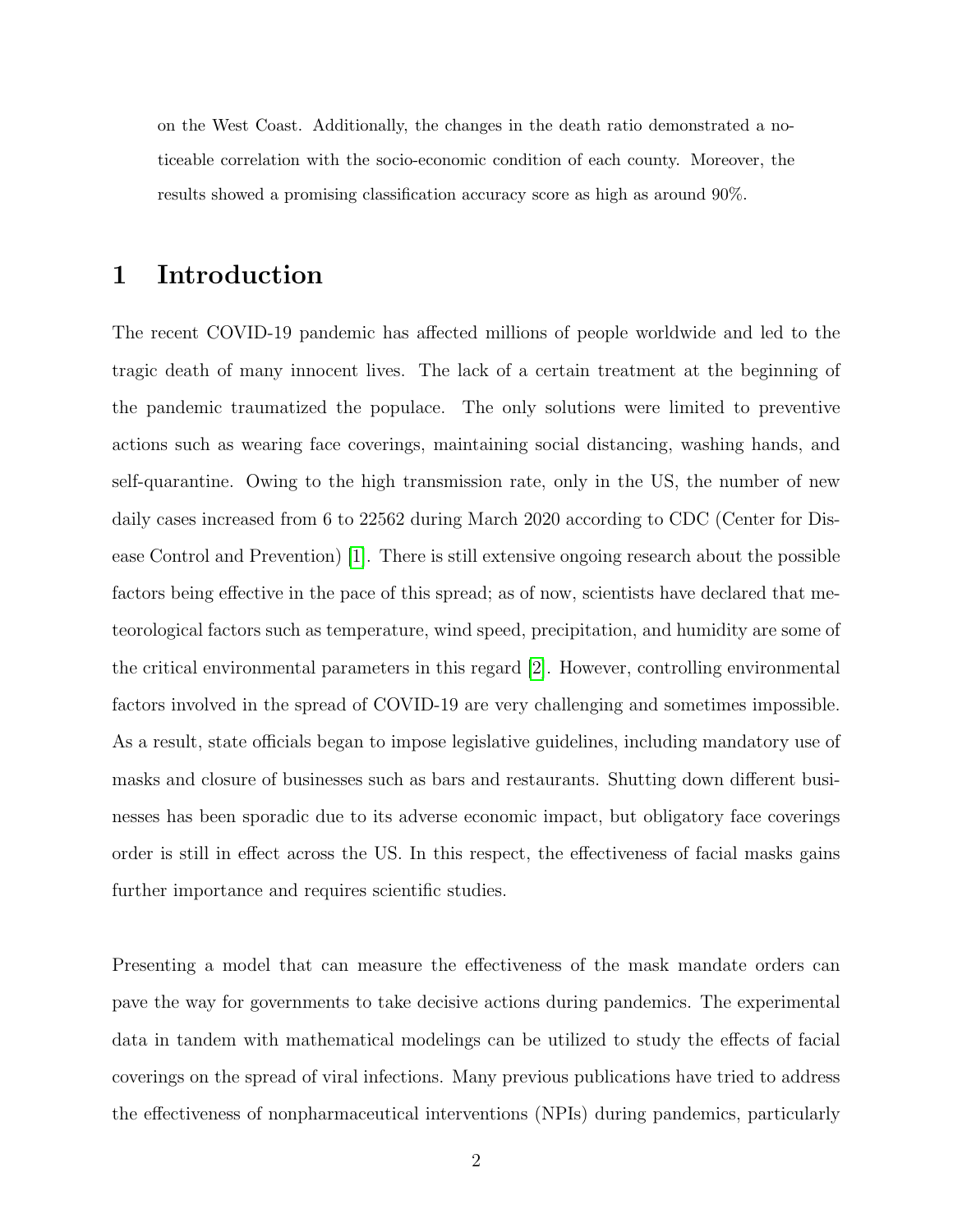on the West Coast. Additionally, the changes in the death ratio demonstrated a noticeable correlation with the socio-economic condition of each county. Moreover, the results showed a promising classification accuracy score as high as around 90%.

# 1 Introduction

The recent COVID-19 pandemic has affected millions of people worldwide and led to the tragic death of many innocent lives. The lack of a certain treatment at the beginning of the pandemic traumatized the populace. The only solutions were limited to preventive actions such as wearing face coverings, maintaining social distancing, washing hands, and self-quarantine. Owing to the high transmission rate, only in the US, the number of new daily cases increased from 6 to 22562 during March 2020 according to CDC (Center for Disease Control and Prevention) [1]. There is still extensive ongoing research about the possible factors being effective in the pace of this spread; as of now, scientists have declared that meteorological factors such as temperature, wind speed, precipitation, and humidity are some of the critical environmental parameters in this regard [2]. However, controlling environmental factors involved in the spread of COVID-19 are very challenging and sometimes impossible. As a result, state officials began to impose legislative guidelines, including mandatory use of masks and closure of businesses such as bars and restaurants. Shutting down different businesses has been sporadic due to its adverse economic impact, but obligatory face coverings order is still in effect across the US. In this respect, the effectiveness of facial masks gains further importance and requires scientific studies.

Presenting a model that can measure the effectiveness of the mask mandate orders can pave the way for governments to take decisive actions during pandemics. The experimental data in tandem with mathematical modelings can be utilized to study the effects of facial coverings on the spread of viral infections. Many previous publications have tried to address the effectiveness of nonpharmaceutical interventions (NPIs) during pandemics, particularly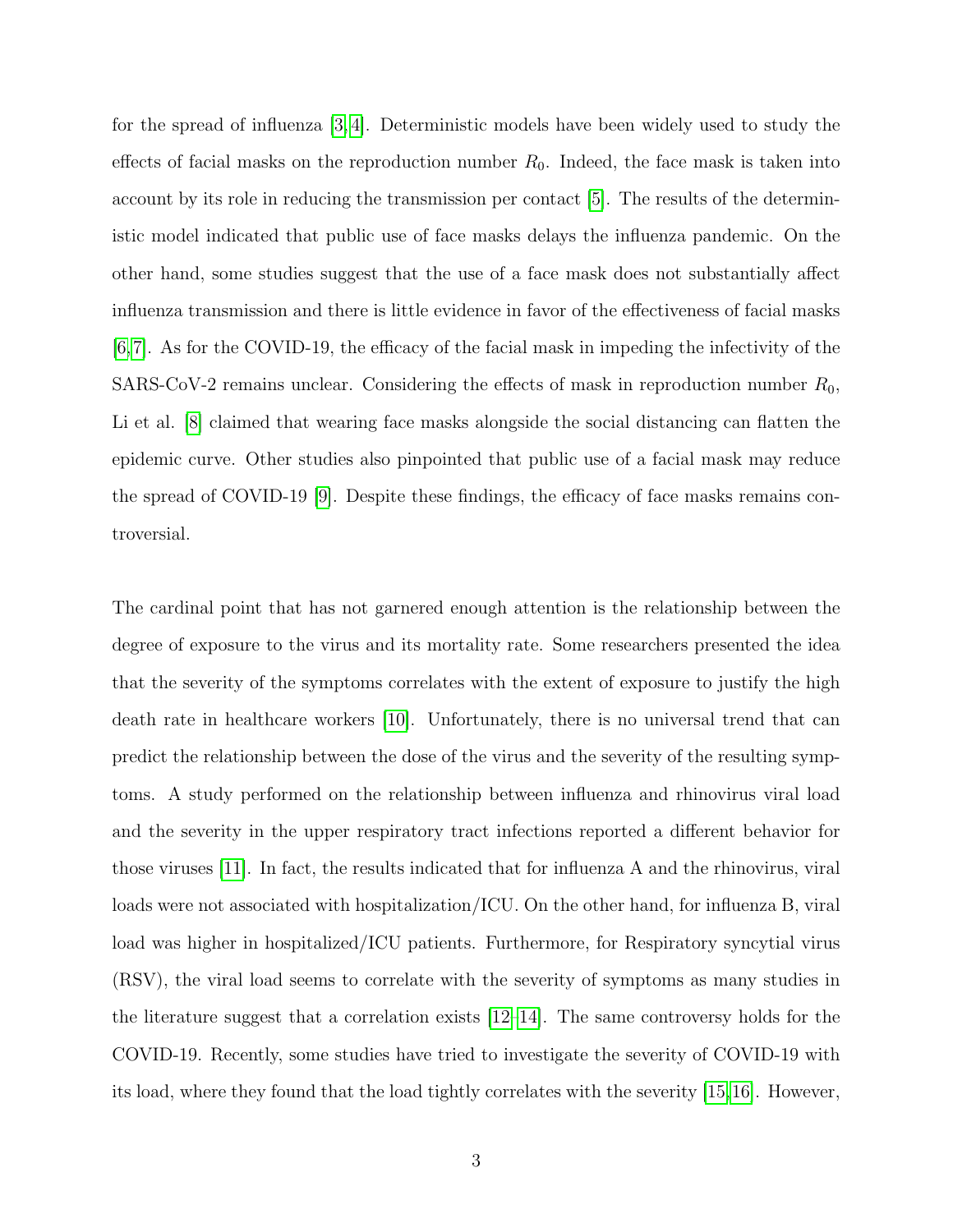for the spread of influenza [3,4]. Deterministic models have been widely used to study the effects of facial masks on the reproduction number $R_0$. Indeed, the face mask is taken into account by its role in reducing the transmission per contact [5]. The results of the deterministic model indicated that public use of face masks delays the influenza pandemic. On the other hand, some studies suggest that the use of a face mask does not substantially affect influenza transmission and there is little evidence in favor of the effectiveness of facial masks [6,7]. As for the COVID-19, the efficacy of the facial mask in impeding the infectivity of the SARS-CoV-2 remains unclear. Considering the effects of mask in reproduction number $R_0$, Li et al. [8] claimed that wearing face masks alongside the social distancing can flatten the epidemic curve. Other studies also pinpointed that public use of a facial mask may reduce the spread of COVID-19 [9]. Despite these findings, the efficacy of face masks remains controversial.

The cardinal point that has not garnered enough attention is the relationship between the degree of exposure to the virus and its mortality rate. Some researchers presented the idea that the severity of the symptoms correlates with the extent of exposure to justify the high death rate in healthcare workers [10]. Unfortunately, there is no universal trend that can predict the relationship between the dose of the virus and the severity of the resulting symptoms. A study performed on the relationship between influenza and rhinovirus viral load and the severity in the upper respiratory tract infections reported a different behavior for those viruses [11]. In fact, the results indicated that for influenza A and the rhinovirus, viral loads were not associated with hospitalization/ICU. On the other hand, for influenza B, viral load was higher in hospitalized/ICU patients. Furthermore, for Respiratory syncytial virus (RSV), the viral load seems to correlate with the severity of symptoms as many studies in the literature suggest that a correlation exists [12–14]. The same controversy holds for the COVID-19. Recently, some studies have tried to investigate the severity of COVID-19 with its load, where they found that the load tightly correlates with the severity [15,16]. However,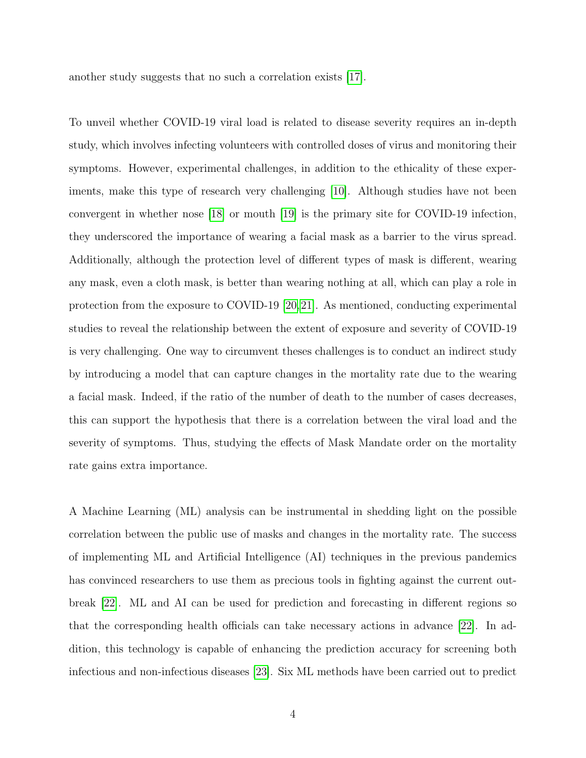another study suggests that no such a correlation exists [17].

To unveil whether COVID-19 viral load is related to disease severity requires an in-depth study, which involves infecting volunteers with controlled doses of virus and monitoring their symptoms. However, experimental challenges, in addition to the ethicality of these experiments, make this type of research very challenging [10]. Although studies have not been convergent in whether nose [18] or mouth [19] is the primary site for COVID-19 infection, they underscored the importance of wearing a facial mask as a barrier to the virus spread. Additionally, although the protection level of different types of mask is different, wearing any mask, even a cloth mask, is better than wearing nothing at all, which can play a role in protection from the exposure to COVID-19 [20,21]. As mentioned, conducting experimental studies to reveal the relationship between the extent of exposure and severity of COVID-19 is very challenging. One way to circumvent theses challenges is to conduct an indirect study by introducing a model that can capture changes in the mortality rate due to the wearing a facial mask. Indeed, if the ratio of the number of death to the number of cases decreases, this can support the hypothesis that there is a correlation between the viral load and the severity of symptoms. Thus, studying the effects of Mask Mandate order on the mortality rate gains extra importance.

A Machine Learning (ML) analysis can be instrumental in shedding light on the possible correlation between the public use of masks and changes in the mortality rate. The success of implementing ML and Artificial Intelligence (AI) techniques in the previous pandemics has convinced researchers to use them as precious tools in fighting against the current outbreak [22]. ML and AI can be used for prediction and forecasting in different regions so that the corresponding health officials can take necessary actions in advance [22]. In addition, this technology is capable of enhancing the prediction accuracy for screening both infectious and non-infectious diseases [23]. Six ML methods have been carried out to predict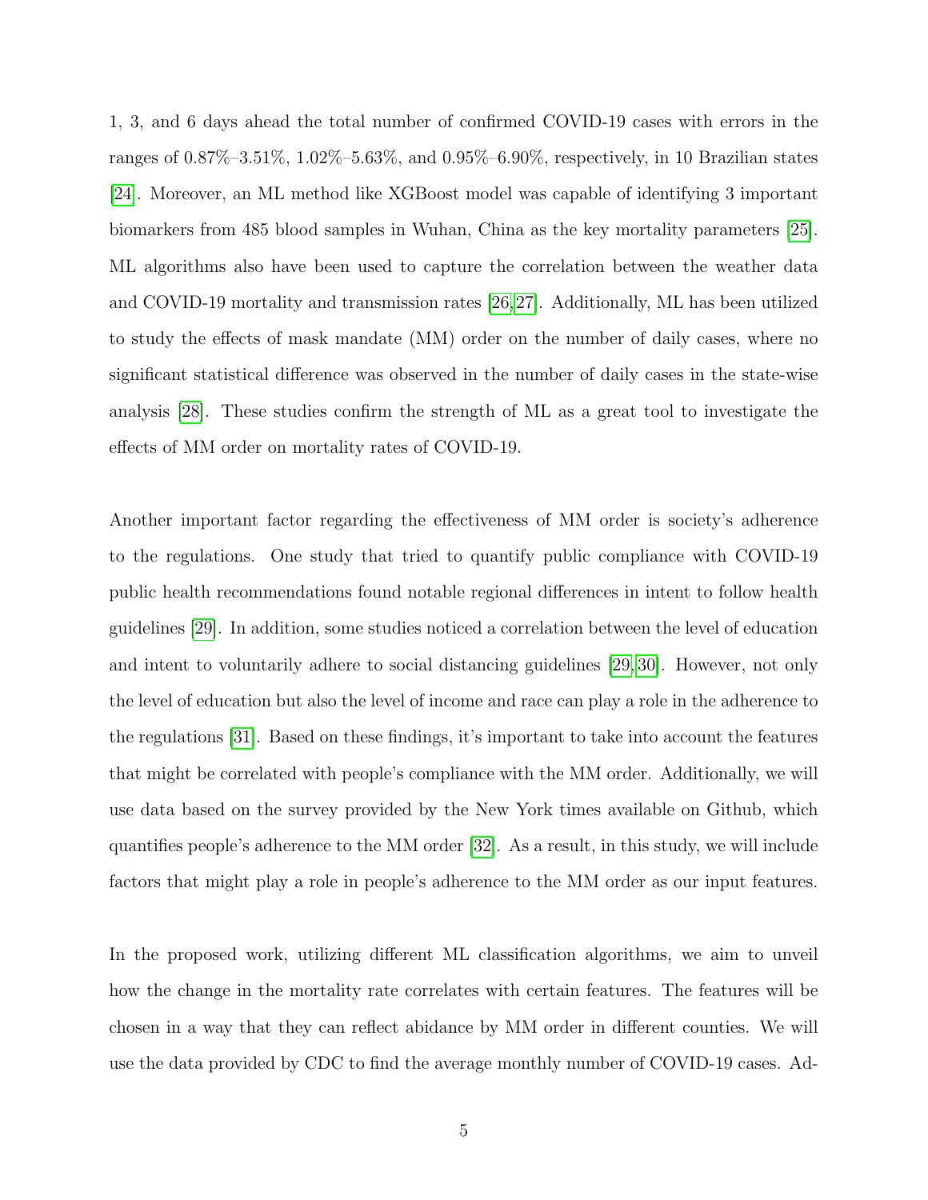1, 3, and 6 days ahead the total number of confirmed COVID-19 cases with errors in the ranges of 0.87%–3.51%, 1.02%–5.63%, and 0.95%–6.90%, respectively, in 10 Brazilian states [24]. Moreover, an ML method like XGBoost model was capable of identifying 3 important biomarkers from 485 blood samples in Wuhan, China as the key mortality parameters [25]. ML algorithms also have been used to capture the correlation between the weather data and COVID-19 mortality and transmission rates [26,27]. Additionally, ML has been utilized to study the effects of mask mandate (MM) order on the number of daily cases, where no significant statistical difference was observed in the number of daily cases in the state-wise analysis [28]. These studies confirm the strength of ML as a great tool to investigate the effects of MM order on mortality rates of COVID-19.

Another important factor regarding the effectiveness of MM order is society's adherence to the regulations. One study that tried to quantify public compliance with COVID-19 public health recommendations found notable regional differences in intent to follow health guidelines [29]. In addition, some studies noticed a correlation between the level of education and intent to voluntarily adhere to social distancing guidelines [29,30]. However, not only the level of education but also the level of income and race can play a role in the adherence to the regulations [31]. Based on these findings, it's important to take into account the features that might be correlated with people's compliance with the MM order. Additionally, we will use data based on the survey provided by the New York times available on Github, which quantifies people's adherence to the MM order [32]. As a result, in this study, we will include factors that might play a role in people's adherence to the MM order as our input features.

In the proposed work, utilizing different ML classification algorithms, we aim to unveil how the change in the mortality rate correlates with certain features. The features will be chosen in a way that they can reflect abidance by MM order in different counties. We will use the data provided by CDC to find the average monthly number of COVID-19 cases. Ad-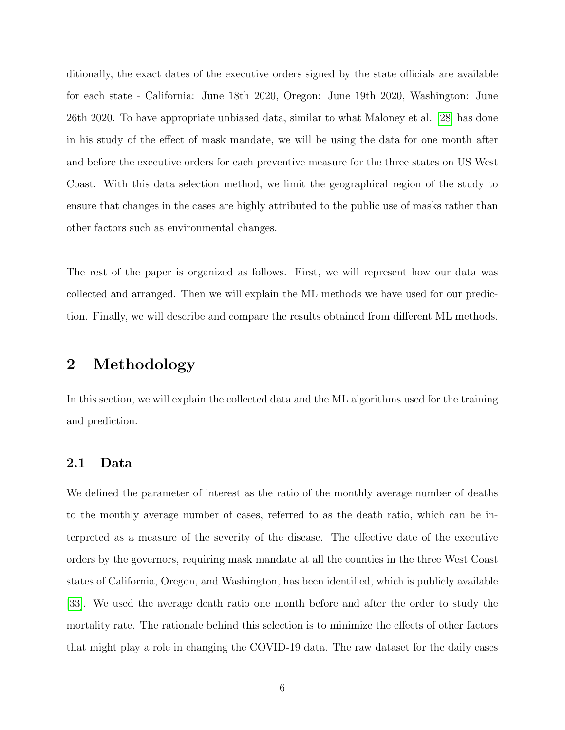ditionally, the exact dates of the executive orders signed by the state officials are available for each state - California: June 18th 2020, Oregon: June 19th 2020, Washington: June 26th 2020. To have appropriate unbiased data, similar to what Maloney et al. [28] has done in his study of the effect of mask mandate, we will be using the data for one month after and before the executive orders for each preventive measure for the three states on US West Coast. With this data selection method, we limit the geographical region of the study to ensure that changes in the cases are highly attributed to the public use of masks rather than other factors such as environmental changes.

The rest of the paper is organized as follows. First, we will represent how our data was collected and arranged. Then we will explain the ML methods we have used for our prediction. Finally, we will describe and compare the results obtained from different ML methods.

# 2 Methodology

In this section, we will explain the collected data and the ML algorithms used for the training and prediction.

## 2.1 Data

We defined the parameter of interest as the ratio of the monthly average number of deaths to the monthly average number of cases, referred to as the death ratio, which can be interpreted as a measure of the severity of the disease. The effective date of the executive orders by the governors, requiring mask mandate at all the counties in the three West Coast states of California, Oregon, and Washington, has been identified, which is publicly available [33]. We used the average death ratio one month before and after the order to study the mortality rate. The rationale behind this selection is to minimize the effects of other factors that might play a role in changing the COVID-19 data. The raw dataset for the daily cases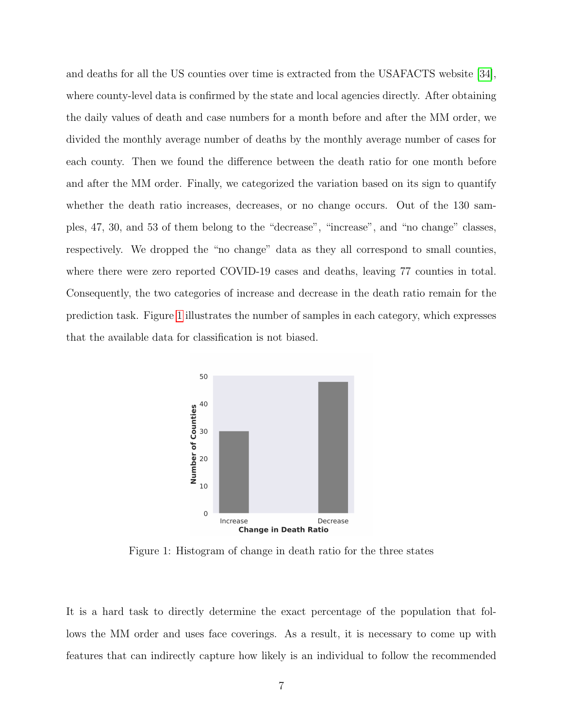and deaths for all the US counties over time is extracted from the USAFACTS website [34], where county-level data is confirmed by the state and local agencies directly. After obtaining the daily values of death and case numbers for a month before and after the MM order, we divided the monthly average number of deaths by the monthly average number of cases for each county. Then we found the difference between the death ratio for one month before and after the MM order. Finally, we categorized the variation based on its sign to quantify whether the death ratio increases, decreases, or no change occurs. Out of the 130 samples, 47, 30, and 53 of them belong to the "decrease", "increase", and "no change" classes, respectively. We dropped the "no change" data as they all correspond to small counties, where there were zero reported COVID-19 cases and deaths, leaving 77 counties in total. Consequently, the two categories of increase and decrease in the death ratio remain for the prediction task. Figure 1 illustrates the number of samples in each category, which expresses that the available data for classification is not biased.

Figure 1: Histogram of change in death ratio for the three states

It is a hard task to directly determine the exact percentage of the population that follows the MM order and uses face coverings. As a result, it is necessary to come up with features that can indirectly capture how likely is an individual to follow the recommended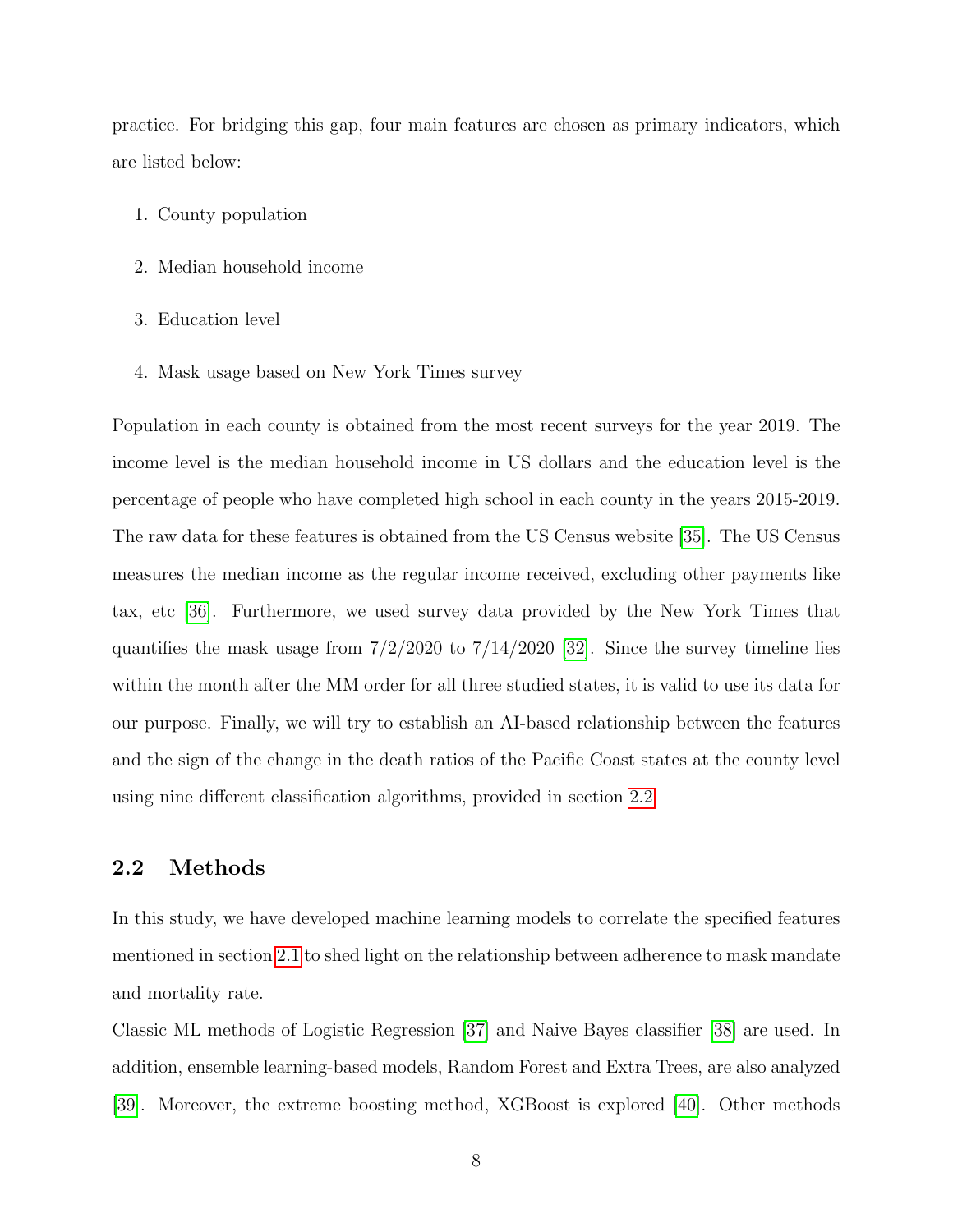practice. For bridging this gap, four main features are chosen as primary indicators, which are listed below:

1. County population
2. Median household income
3. Education level
4. Mask usage based on New York Times survey

Population in each county is obtained from the most recent surveys for the year 2019. The income level is the median household income in US dollars and the education level is the percentage of people who have completed high school in each county in the years 2015-2019. The raw data for these features is obtained from the US Census website [35]. The US Census measures the median income as the regular income received, excluding other payments like tax, etc [36]. Furthermore, we used survey data provided by the New York Times that quantifies the mask usage from 7/2/2020 to 7/14/2020 [32]. Since the survey timeline lies within the month after the MM order for all three studied states, it is valid to use its data for our purpose. Finally, we will try to establish an AI-based relationship between the features and the sign of the change in the death ratios of the Pacific Coast states at the county level using nine different classification algorithms, provided in section 2.2.

## 2.2 Methods

In this study, we have developed machine learning models to correlate the specified features mentioned in section 2.1 to shed light on the relationship between adherence to mask mandate and mortality rate.

Classic ML methods of Logistic Regression [37] and Naive Bayes classifier [38] are used. In addition, ensemble learning-based models, Random Forest and Extra Trees, are also analyzed [39]. Moreover, the extreme boosting method, XGBoost is explored [40]. Other methods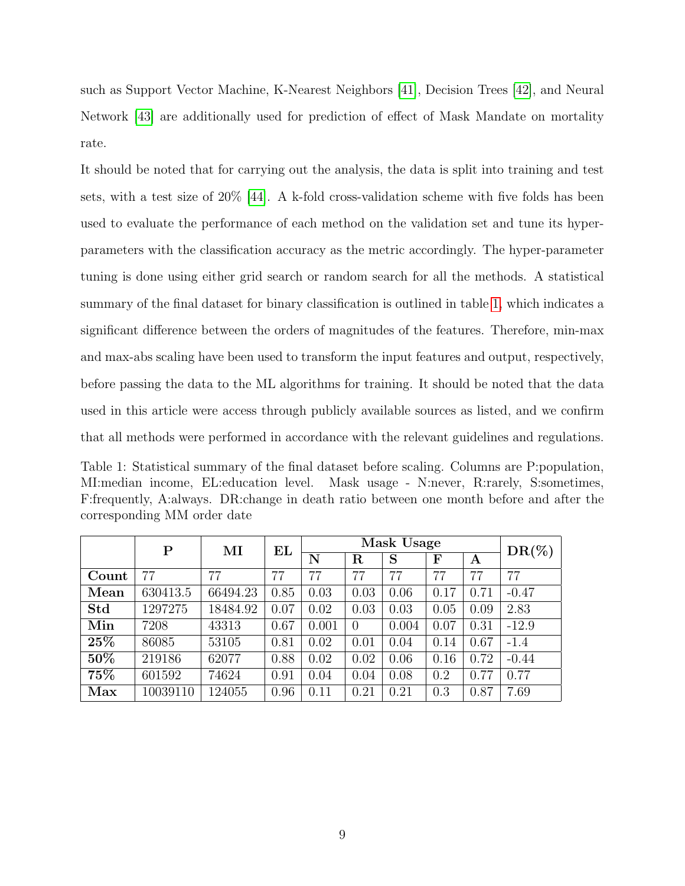such as Support Vector Machine, K-Nearest Neighbors [41], Decision Trees [42], and Neural Network [43] are additionally used for prediction of effect of Mask Mandate on mortality rate.

It should be noted that for carrying out the analysis, the data is split into training and test sets, with a test size of 20% [44]. A k-fold cross-validation scheme with five folds has been used to evaluate the performance of each method on the validation set and tune its hyper-parameters with the classification accuracy as the metric accordingly. The hyper-parameter tuning is done using either grid search or random search for all the methods. A statistical summary of the final dataset for binary classification is outlined in table 1, which indicates a significant difference between the orders of magnitudes of the features. Therefore, min-max and max-abs scaling have been used to transform the input features and output, respectively, before passing the data to the ML algorithms for training. It should be noted that the data used in this article were access through publicly available sources as listed, and we confirm that all methods were performed in accordance with the relevant guidelines and regulations.

Table 1: Statistical summary of the final dataset before scaling. Columns are P:population, MI:median income, EL:education level. Mask usage - N:never, R:rarely, S:sometimes, F:frequently, A:always. DR:change in death ratio between one month before and after the corresponding MM order date

| | **P** | **MI** | **EL** | **Mask Usage** | | | | | **DR(%)** |
|---|---|---|---|---|---|---|---|---|---|
| | | | | **N** | **R** | **S** | **F** | **A** | |
| **Count** | 77 | 77 | 77 | 77 | 77 | 77 | 77 | 77 | 77 |
| **Mean** | 630413.5 | 66494.23 | 0.85 | 0.03 | 0.03 | 0.06 | 0.17 | 0.71 | -0.47 |
| **Std** | 1297275 | 18484.92 | 0.07 | 0.02 | 0.03 | 0.03 | 0.05 | 0.09 | 2.83 |
| **Min** | 7208 | 43313 | 0.67 | 0.001 | 0 | 0.004 | 0.07 | 0.31 | -12.9 |
| **25%** | 86085 | 53105 | 0.81 | 0.02 | 0.01 | 0.04 | 0.14 | 0.67 | -1.4 |
| **50%** | 219186 | 62077 | 0.88 | 0.02 | 0.02 | 0.06 | 0.16 | 0.72 | -0.44 |
| **75%** | 601592 | 74624 | 0.91 | 0.04 | 0.04 | 0.08 | 0.2 | 0.77 | 0.77 |
| **Max** | 10039110 | 124055 | 0.96 | 0.11 | 0.21 | 0.21 | 0.3 | 0.87 | 7.69 |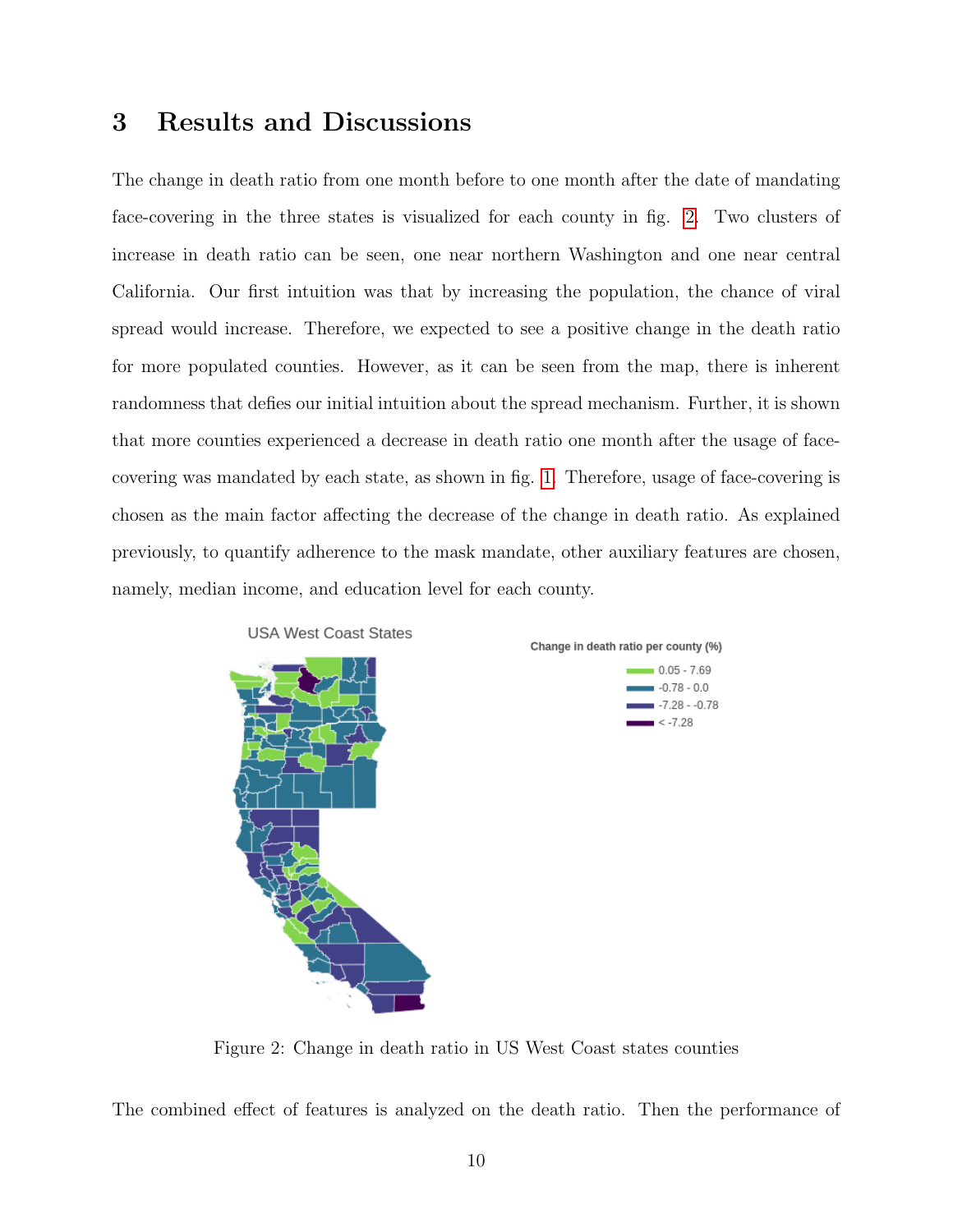# 3 Results and Discussions

The change in death ratio from one month before to one month after the date of mandating face-covering in the three states is visualized for each county in fig. 2. Two clusters of increase in death ratio can be seen, one near northern Washington and one near central California. Our first intuition was that by increasing the population, the chance of viral spread would increase. Therefore, we expected to see a positive change in the death ratio for more populated counties. However, as it can be seen from the map, there is inherent randomness that defies our initial intuition about the spread mechanism. Further, it is shown that more counties experienced a decrease in death ratio one month after the usage of face-covering was mandated by each state, as shown in fig. 1. Therefore, usage of face-covering is chosen as the main factor affecting the decrease of the change in death ratio. As explained previously, to quantify adherence to the mask mandate, other auxiliary features are chosen, namely, median income, and education level for each county.

Figure 2: Change in death ratio in US West Coast states counties

The combined effect of features is analyzed on the death ratio. Then the performance of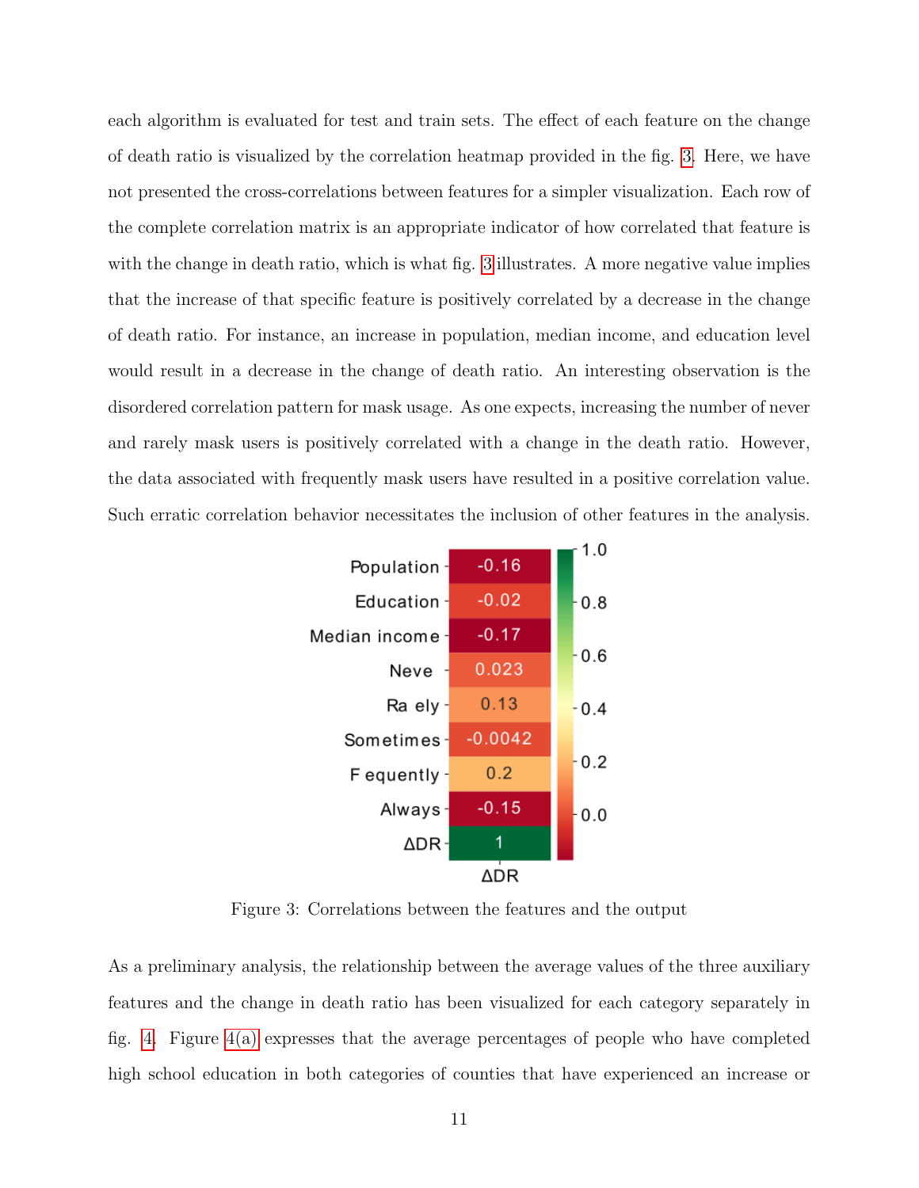each algorithm is evaluated for test and train sets. The effect of each feature on the change of death ratio is visualized by the correlation heatmap provided in the fig. 3. Here, we have not presented the cross-correlations between features for a simpler visualization. Each row of the complete correlation matrix is an appropriate indicator of how correlated that feature is with the change in death ratio, which is what fig. 3 illustrates. A more negative value implies that the increase of that specific feature is positively correlated by a decrease in the change of death ratio. For instance, an increase in population, median income, and education level would result in a decrease in the change of death ratio. An interesting observation is the disordered correlation pattern for mask usage. As one expects, increasing the number of never and rarely mask users is positively correlated with a change in the death ratio. However, the data associated with frequently mask users have resulted in a positive correlation value. Such erratic correlation behavior necessitates the inclusion of other features in the analysis.

| | ΔDR |
|---|---|
| Population | -0.16 |
| Education | -0.02 |
| Median income | -0.17 |
| Neve | 0.023 |
| Ra ely | 0.13 |
| Sometimes | -0.0042 |
| F equently | 0.2 |
| Always | -0.15 |
| ΔDR | 1 |

Figure 3: Correlations between the features and the output

As a preliminary analysis, the relationship between the average values of the three auxiliary features and the change in death ratio has been visualized for each category separately in fig. 4. Figure 4(a) expresses that the average percentages of people who have completed high school education in both categories of counties that have experienced an increase or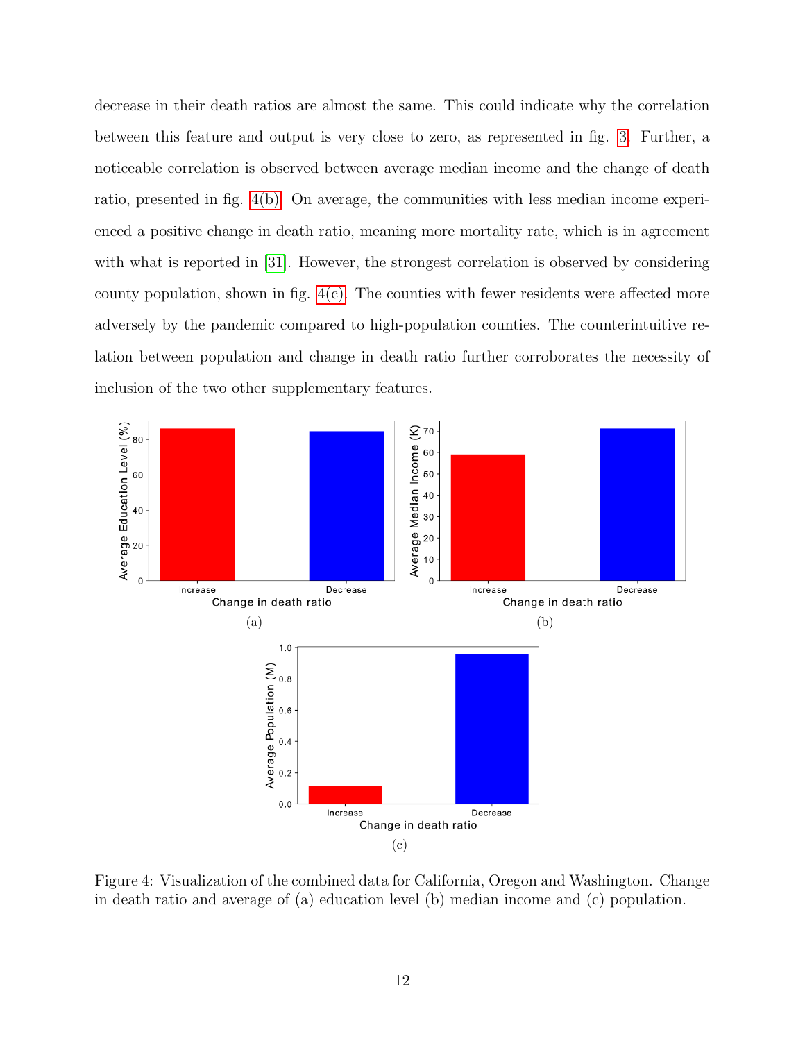decrease in their death ratios are almost the same. This could indicate why the correlation between this feature and output is very close to zero, as represented in fig. 3. Further, a noticeable correlation is observed between average median income and the change of death ratio, presented in fig. 4(b). On average, the communities with less median income experienced a positive change in death ratio, meaning more mortality rate, which is in agreement with what is reported in [31]. However, the strongest correlation is observed by considering county population, shown in fig. 4(c). The counties with fewer residents were affected more adversely by the pandemic compared to high-population counties. The counterintuitive relation between population and change in death ratio further corroborates the necessity of inclusion of the two other supplementary features.

Figure 4: Visualization of the combined data for California, Oregon and Washington. Change in death ratio and average of (a) education level (b) median income and (c) population.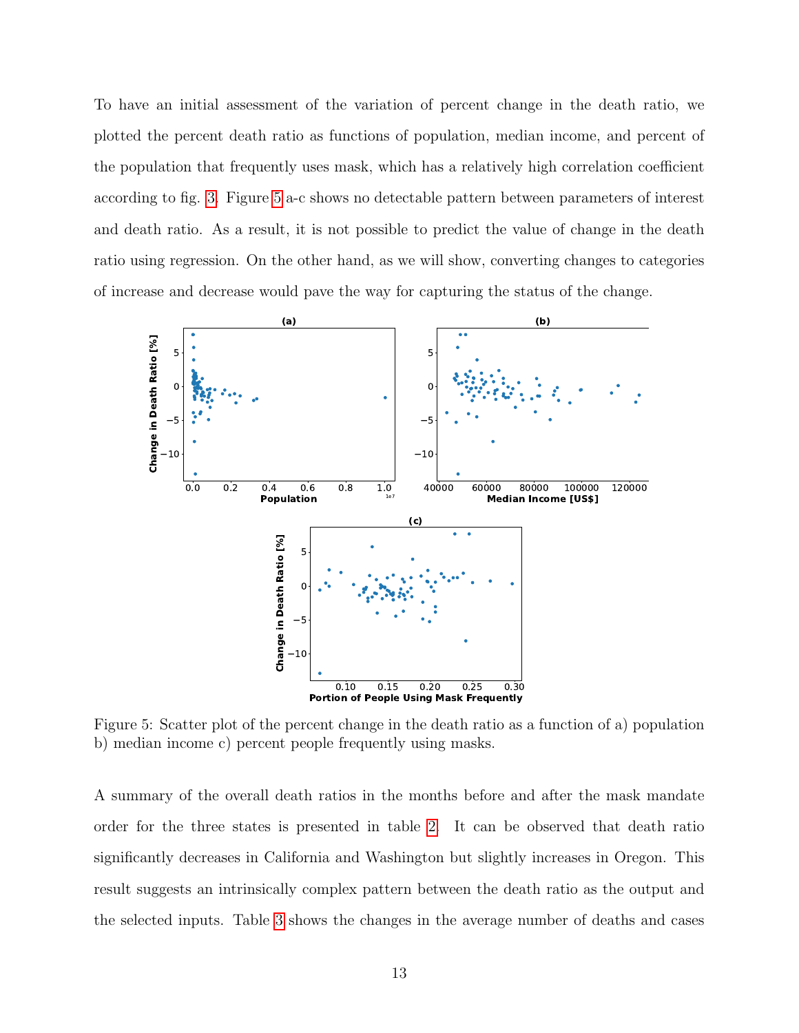To have an initial assessment of the variation of percent change in the death ratio, we plotted the percent death ratio as functions of population, median income, and percent of the population that frequently uses mask, which has a relatively high correlation coefficient according to fig. 3. Figure 5 a-c shows no detectable pattern between parameters of interest and death ratio. As a result, it is not possible to predict the value of change in the death ratio using regression. On the other hand, as we will show, converting changes to categories of increase and decrease would pave the way for capturing the status of the change.

Figure 5: Scatter plot of the percent change in the death ratio as a function of a) population b) median income c) percent people frequently using masks.

A summary of the overall death ratios in the months before and after the mask mandate order for the three states is presented in table 2. It can be observed that death ratio significantly decreases in California and Washington but slightly increases in Oregon. This result suggests an intrinsically complex pattern between the death ratio as the output and the selected inputs. Table 3 shows the changes in the average number of deaths and cases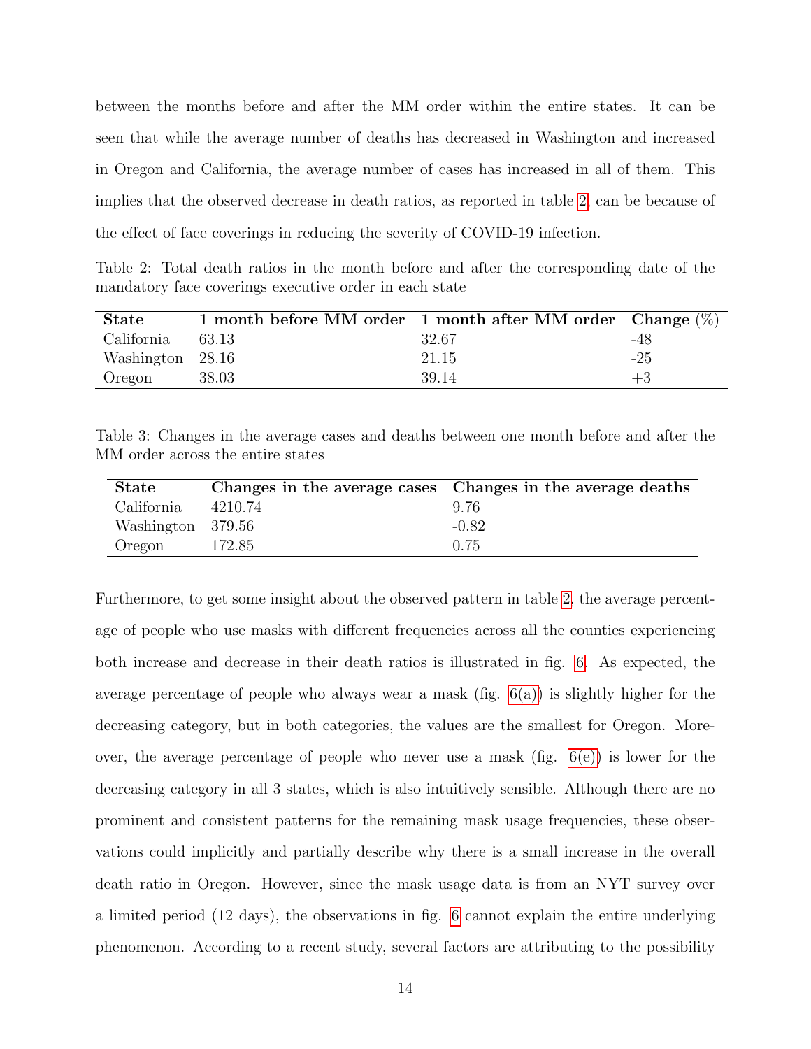between the months before and after the MM order within the entire states. It can be seen that while the average number of deaths has decreased in Washington and increased in Oregon and California, the average number of cases has increased in all of them. This implies that the observed decrease in death ratios, as reported in table 2, can be because of the effect of face coverings in reducing the severity of COVID-19 infection.

Table 2: Total death ratios in the month before and after the corresponding date of the mandatory face coverings executive order in each state

| **State** | **1 month before MM order** | **1 month after MM order** | **Change (%)** |
|---|---|---|---|
| California | 63.13 | 32.67 | -48 |
| Washington | 28.16 | 21.15 | -25 |
| Oregon | 38.03 | 39.14 | +3 |

Table 3: Changes in the average cases and deaths between one month before and after the MM order across the entire states

| **State** | **Changes in the average cases** | **Changes in the average deaths** |
|---|---|---|
| California | 4210.74 | 9.76 |
| Washington | 379.56 | -0.82 |
| Oregon | 172.85 | 0.75 |

Furthermore, to get some insight about the observed pattern in table 2, the average percentage of people who use masks with different frequencies across all the counties experiencing both increase and decrease in their death ratios is illustrated in fig. 6. As expected, the average percentage of people who always wear a mask (fig. 6(a)) is slightly higher for the decreasing category, but in both categories, the values are the smallest for Oregon. Moreover, the average percentage of people who never use a mask (fig. 6(e)) is lower for the decreasing category in all 3 states, which is also intuitively sensible. Although there are no prominent and consistent patterns for the remaining mask usage frequencies, these observations could implicitly and partially describe why there is a small increase in the overall death ratio in Oregon. However, since the mask usage data is from an NYT survey over a limited period (12 days), the observations in fig. 6 cannot explain the entire underlying phenomenon. According to a recent study, several factors are attributing to the possibility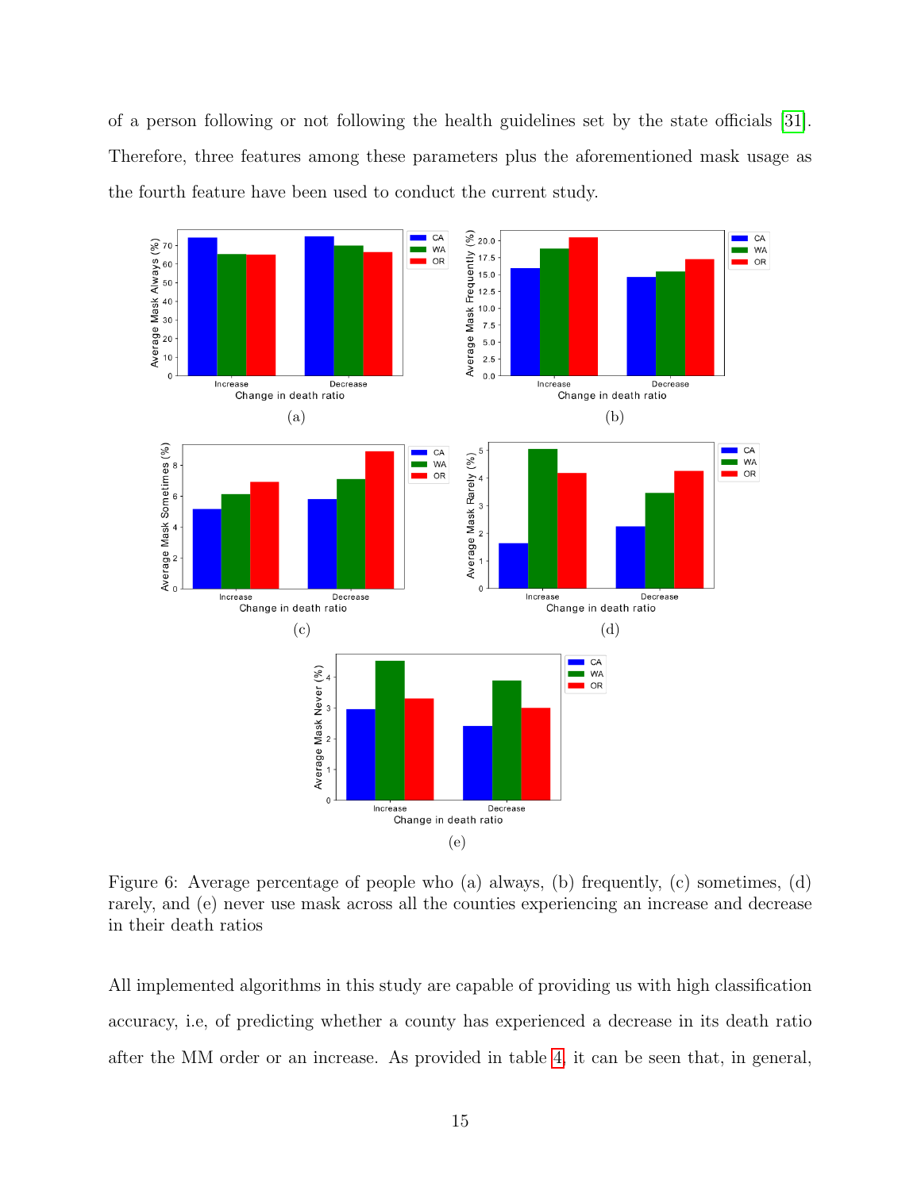of a person following or not following the health guidelines set by the state officials [31]. Therefore, three features among these parameters plus the aforementioned mask usage as the fourth feature have been used to conduct the current study.

Figure 6: Average percentage of people who (a) always, (b) frequently, (c) sometimes, (d) rarely, and (e) never use mask across all the counties experiencing an increase and decrease in their death ratios

All implemented algorithms in this study are capable of providing us with high classification accuracy, i.e, of predicting whether a county has experienced a decrease in its death ratio after the MM order or an increase. As provided in table 4, it can be seen that, in general,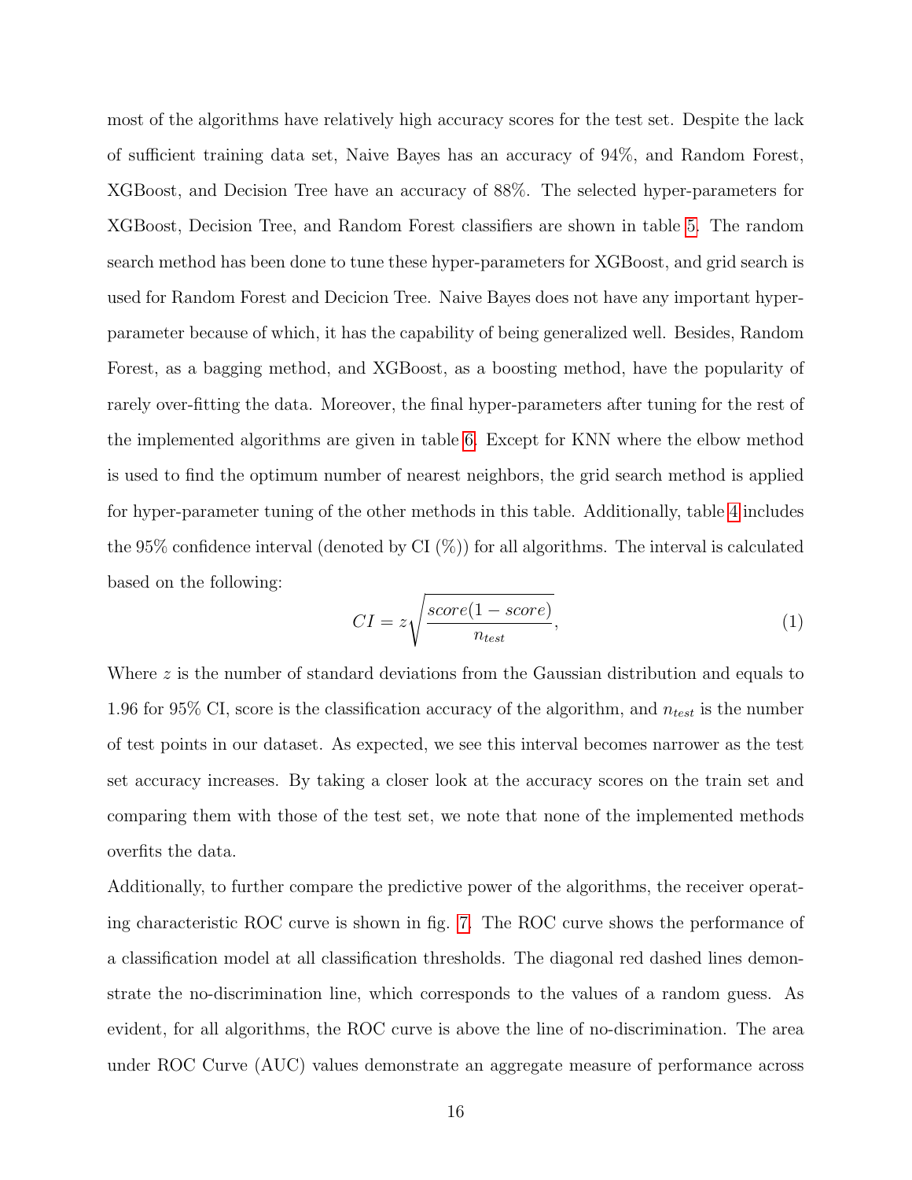most of the algorithms have relatively high accuracy scores for the test set. Despite the lack of sufficient training data set, Naive Bayes has an accuracy of 94%, and Random Forest, XGBoost, and Decision Tree have an accuracy of 88%. The selected hyper-parameters for XGBoost, Decision Tree, and Random Forest classifiers are shown in table 5. The random search method has been done to tune these hyper-parameters for XGBoost, and grid search is used for Random Forest and Decicion Tree. Naive Bayes does not have any important hyper-parameter because of which, it has the capability of being generalized well. Besides, Random Forest, as a bagging method, and XGBoost, as a boosting method, have the popularity of rarely over-fitting the data. Moreover, the final hyper-parameters after tuning for the rest of the implemented algorithms are given in table 6. Except for KNN where the elbow method is used to find the optimum number of nearest neighbors, the grid search method is applied for hyper-parameter tuning of the other methods in this table. Additionally, table 4 includes the 95% confidence interval (denoted by CI (%)) for all algorithms. The interval is calculated based on the following:

$$CI = z\sqrt{\frac{score(1 - score)}{n_{test}}}, \tag{1}$$

Where $z$ is the number of standard deviations from the Gaussian distribution and equals to 1.96 for 95% CI, score is the classification accuracy of the algorithm, and $n_{test}$ is the number of test points in our dataset. As expected, we see this interval becomes narrower as the test set accuracy increases. By taking a closer look at the accuracy scores on the train set and comparing them with those of the test set, we note that none of the implemented methods overfits the data.

Additionally, to further compare the predictive power of the algorithms, the receiver operating characteristic ROC curve is shown in fig. 7. The ROC curve shows the performance of a classification model at all classification thresholds. The diagonal red dashed lines demonstrate the no-discrimination line, which corresponds to the values of a random guess. As evident, for all algorithms, the ROC curve is above the line of no-discrimination. The area under ROC Curve (AUC) values demonstrate an aggregate measure of performance across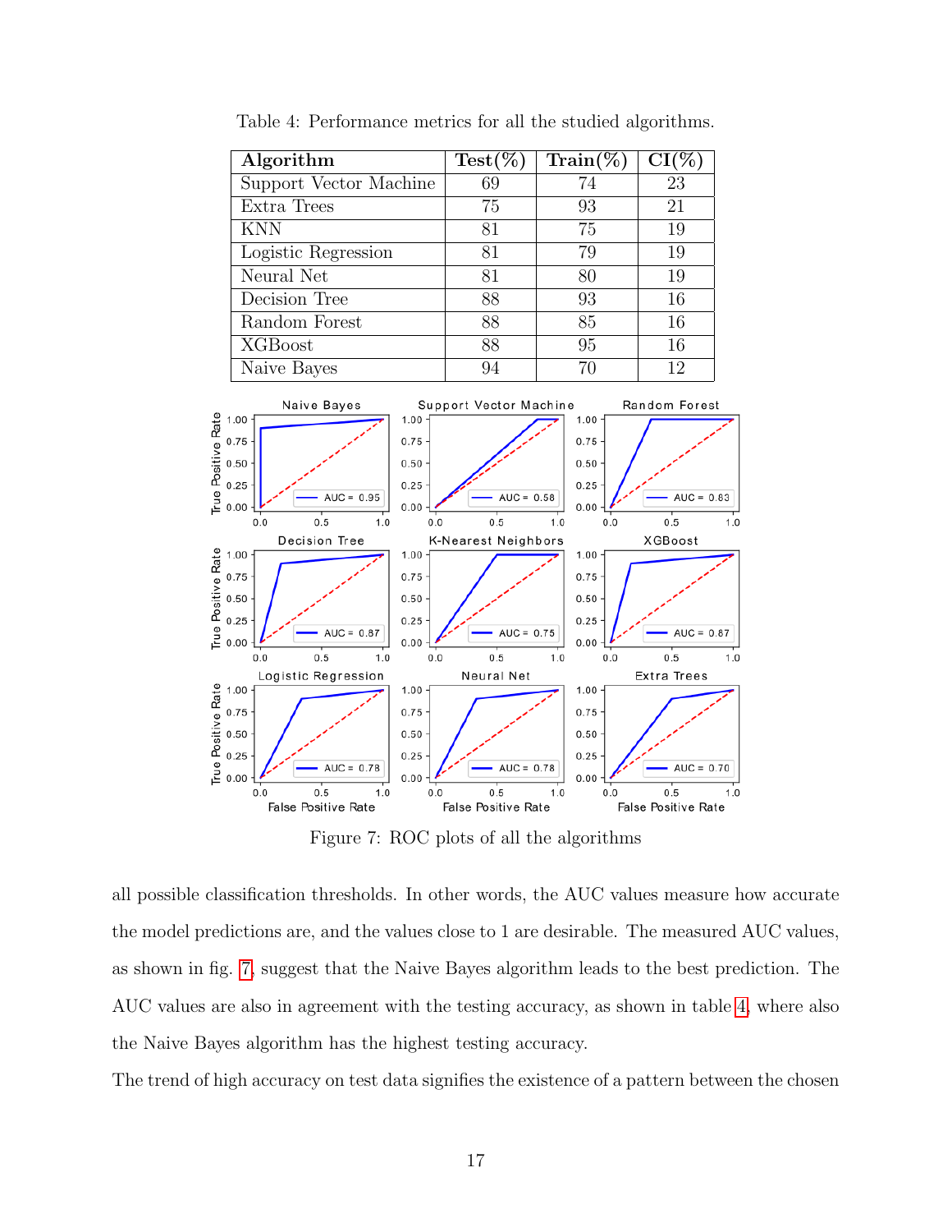Table 4: Performance metrics for all the studied algorithms.

| Algorithm | Test(%) | Train(%) | CI(%) |
|---|---|---|---|
| Support Vector Machine | 69 | 74 | 23 |
| Extra Trees | 75 | 93 | 21 |
| KNN | 81 | 75 | 19 |
| Logistic Regression | 81 | 79 | 19 |
| Neural Net | 81 | 80 | 19 |
| Decision Tree | 88 | 93 | 16 |
| Random Forest | 88 | 85 | 16 |
| XGBoost | 88 | 95 | 16 |
| Naive Bayes | 94 | 70 | 12 |

Figure 7: ROC plots of all the algorithms

all possible classification thresholds. In other words, the AUC values measure how accurate the model predictions are, and the values close to 1 are desirable. The measured AUC values, as shown in fig. 7, suggest that the Naive Bayes algorithm leads to the best prediction. The AUC values are also in agreement with the testing accuracy, as shown in table 4, where also the Naive Bayes algorithm has the highest testing accuracy.

The trend of high accuracy on test data signifies the existence of a pattern between the chosen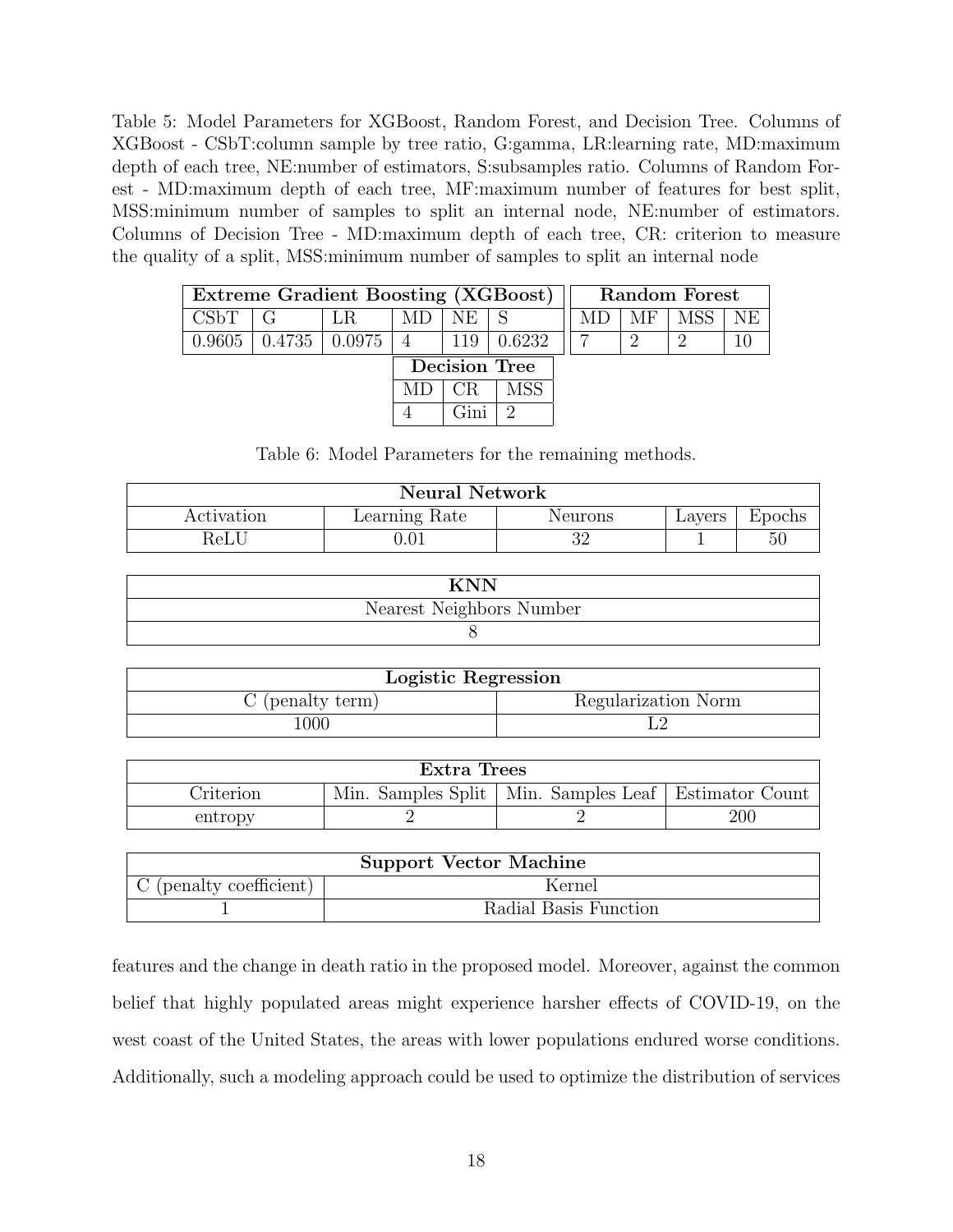Table 5: Model Parameters for XGBoost, Random Forest, and Decision Tree. Columns of XGBoost - CSbT:column sample by tree ratio, G:gamma, LR:learning rate, MD:maximum depth of each tree, NE:number of estimators, S:subsamples ratio. Columns of Random Forest - MD:maximum depth of each tree, MF:maximum number of features for best split, MSS:minimum number of samples to split an internal node, NE:number of estimators. Columns of Decision Tree - MD:maximum depth of each tree, CR: criterion to measure the quality of a split, MSS:minimum number of samples to split an internal node

| **Extreme Gradient Boosting (XGBoost)** | | | | | |
|---|---|---|---|---|---|
| CSbT | G | LR | MD | NE | S |
| 0.9605 | 0.4735 | 0.0975 | 4 | 119 | 0.6232 |

| **Random Forest** | | | |
|---|---|---|---|
| MD | MF | MSS | NE |
| 7 | 2 | 2 | 10 |

| **Decision Tree** | | |
|---|---|---|
| MD | CR | MSS |
| 4 | Gini | 2 |

Table 6: Model Parameters for the remaining methods.

| **Neural Network** | | | | |
|---|---|---|---|---|
| Activation | Learning Rate | Neurons | Layers | Epochs |
| ReLU | 0.01 | 32 | 1 | 50 |

| **KNN** |
|---|
| Nearest Neighbors Number |
| 8 |

| **Logistic Regression** | |
|---|---|
| C (penalty term) | Regularization Norm |
| 1000 | L2 |

| **Extra Trees** | | | |
|---|---|---|---|
| Criterion | Min. Samples Split | Min. Samples Leaf | Estimator Count |
| entropy | 2 | 2 | 200 |

| **Support Vector Machine** | |
|---|---|
| C (penalty coefficient) | Kernel |
| 1 | Radial Basis Function |

features and the change in death ratio in the proposed model. Moreover, against the common belief that highly populated areas might experience harsher effects of COVID-19, on the west coast of the United States, the areas with lower populations endured worse conditions. Additionally, such a modeling approach could be used to optimize the distribution of services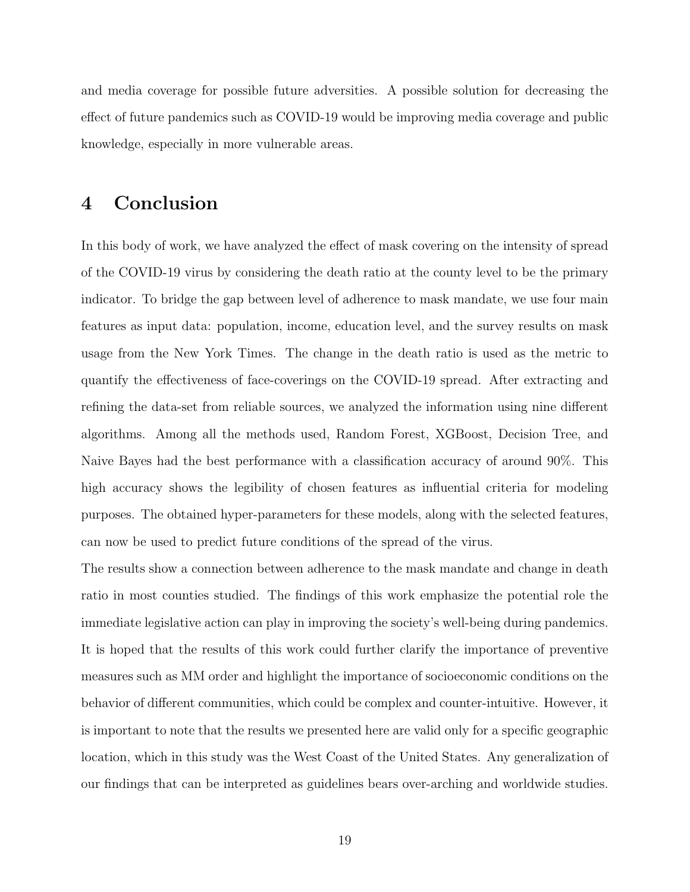and media coverage for possible future adversities. A possible solution for decreasing the effect of future pandemics such as COVID-19 would be improving media coverage and public knowledge, especially in more vulnerable areas.

# 4 Conclusion

In this body of work, we have analyzed the effect of mask covering on the intensity of spread of the COVID-19 virus by considering the death ratio at the county level to be the primary indicator. To bridge the gap between level of adherence to mask mandate, we use four main features as input data: population, income, education level, and the survey results on mask usage from the New York Times. The change in the death ratio is used as the metric to quantify the effectiveness of face-coverings on the COVID-19 spread. After extracting and refining the data-set from reliable sources, we analyzed the information using nine different algorithms. Among all the methods used, Random Forest, XGBoost, Decision Tree, and Naive Bayes had the best performance with a classification accuracy of around 90%. This high accuracy shows the legibility of chosen features as influential criteria for modeling purposes. The obtained hyper-parameters for these models, along with the selected features, can now be used to predict future conditions of the spread of the virus.

The results show a connection between adherence to the mask mandate and change in death ratio in most counties studied. The findings of this work emphasize the potential role the immediate legislative action can play in improving the society's well-being during pandemics. It is hoped that the results of this work could further clarify the importance of preventive measures such as MM order and highlight the importance of socioeconomic conditions on the behavior of different communities, which could be complex and counter-intuitive. However, it is important to note that the results we presented here are valid only for a specific geographic location, which in this study was the West Coast of the United States. Any generalization of our findings that can be interpreted as guidelines bears over-arching and worldwide studies.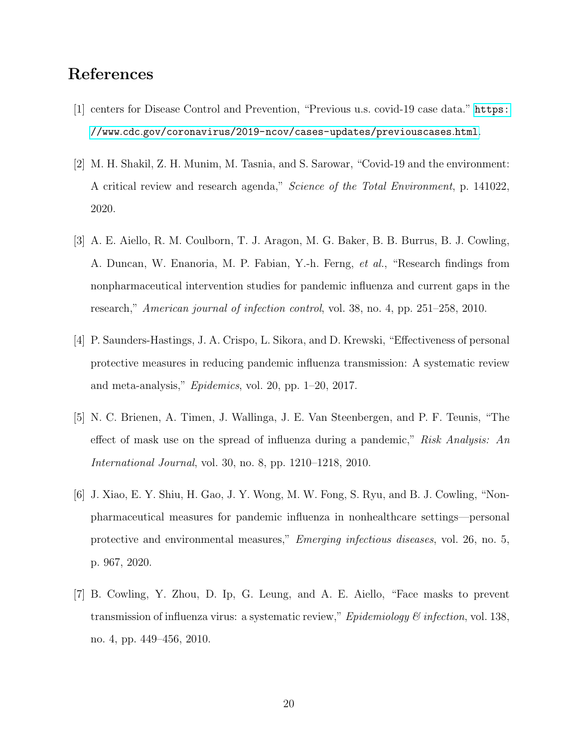## References

[1] centers for Disease Control and Prevention, "Previous u.s. covid-19 case data." https://www.cdc.gov/coronavirus/2019-ncov/cases-updates/previouscases.html.

[2] M. H. Shakil, Z. H. Munim, M. Tasnia, and S. Sarowar, "Covid-19 and the environment: A critical review and research agenda," *Science of the Total Environment*, p. 141022, 2020.

[3] A. E. Aiello, R. M. Coulborn, T. J. Aragon, M. G. Baker, B. B. Burrus, B. J. Cowling, A. Duncan, W. Enanoria, M. P. Fabian, Y.-h. Ferng, *et al.*, "Research findings from nonpharmaceutical intervention studies for pandemic influenza and current gaps in the research," *American journal of infection control*, vol. 38, no. 4, pp. 251–258, 2010.

[4] P. Saunders-Hastings, J. A. Crispo, L. Sikora, and D. Krewski, "Effectiveness of personal protective measures in reducing pandemic influenza transmission: A systematic review and meta-analysis," *Epidemics*, vol. 20, pp. 1–20, 2017.

[5] N. C. Brienen, A. Timen, J. Wallinga, J. E. Van Steenbergen, and P. F. Teunis, "The effect of mask use on the spread of influenza during a pandemic," *Risk Analysis: An International Journal*, vol. 30, no. 8, pp. 1210–1218, 2010.

[6] J. Xiao, E. Y. Shiu, H. Gao, J. Y. Wong, M. W. Fong, S. Ryu, and B. J. Cowling, "Non-pharmaceutical measures for pandemic influenza in nonhealthcare settings—personal protective and environmental measures," *Emerging infectious diseases*, vol. 26, no. 5, p. 967, 2020.

[7] B. Cowling, Y. Zhou, D. Ip, G. Leung, and A. E. Aiello, "Face masks to prevent transmission of influenza virus: a systematic review," *Epidemiology & infection*, vol. 138, no. 4, pp. 449–456, 2010.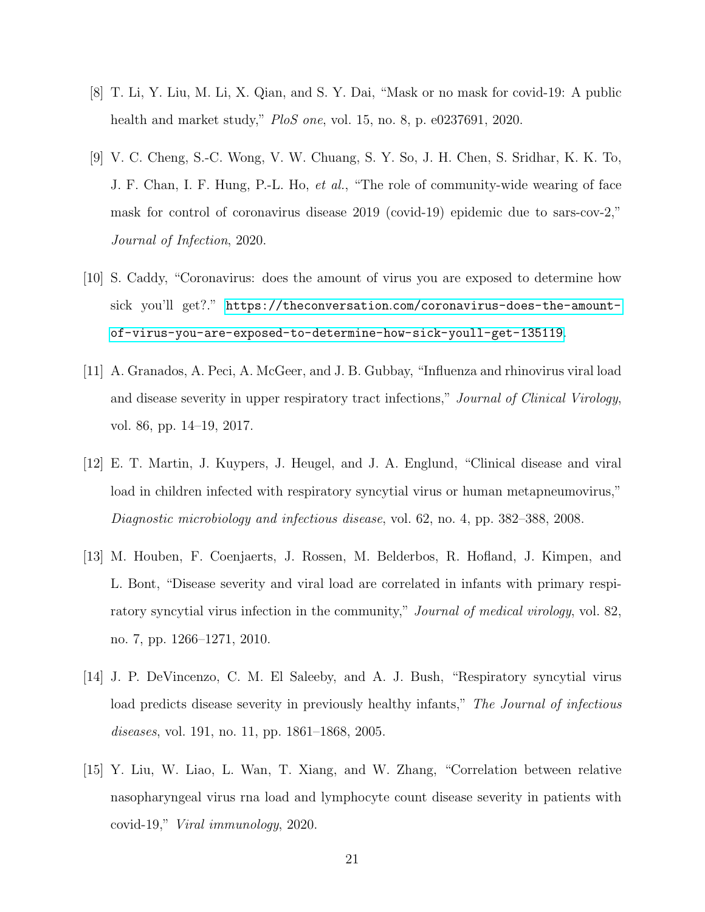[8] T. Li, Y. Liu, M. Li, X. Qian, and S. Y. Dai, "Mask or no mask for covid-19: A public health and market study," *PloS one*, vol. 15, no. 8, p. e0237691, 2020.

[9] V. C. Cheng, S.-C. Wong, V. W. Chuang, S. Y. So, J. H. Chen, S. Sridhar, K. K. To, J. F. Chan, I. F. Hung, P.-L. Ho, *et al.*, "The role of community-wide wearing of face mask for control of coronavirus disease 2019 (covid-19) epidemic due to sars-cov-2," *Journal of Infection*, 2020.

[10] S. Caddy, "Coronavirus: does the amount of virus you are exposed to determine how sick you'll get?." https://theconversation.com/coronavirus-does-the-amount-of-virus-you-are-exposed-to-determine-how-sick-youll-get-135119.

[11] A. Granados, A. Peci, A. McGeer, and J. B. Gubbay, "Influenza and rhinovirus viral load and disease severity in upper respiratory tract infections," *Journal of Clinical Virology*, vol. 86, pp. 14–19, 2017.

[12] E. T. Martin, J. Kuypers, J. Heugel, and J. A. Englund, "Clinical disease and viral load in children infected with respiratory syncytial virus or human metapneumovirus," *Diagnostic microbiology and infectious disease*, vol. 62, no. 4, pp. 382–388, 2008.

[13] M. Houben, F. Coenjaerts, J. Rossen, M. Belderbos, R. Hofland, J. Kimpen, and L. Bont, "Disease severity and viral load are correlated in infants with primary respiratory syncytial virus infection in the community," *Journal of medical virology*, vol. 82, no. 7, pp. 1266–1271, 2010.

[14] J. P. DeVincenzo, C. M. El Saleeby, and A. J. Bush, "Respiratory syncytial virus load predicts disease severity in previously healthy infants," *The Journal of infectious diseases*, vol. 191, no. 11, pp. 1861–1868, 2005.

[15] Y. Liu, W. Liao, L. Wan, T. Xiang, and W. Zhang, "Correlation between relative nasopharyngeal virus rna load and lymphocyte count disease severity in patients with covid-19," *Viral immunology*, 2020.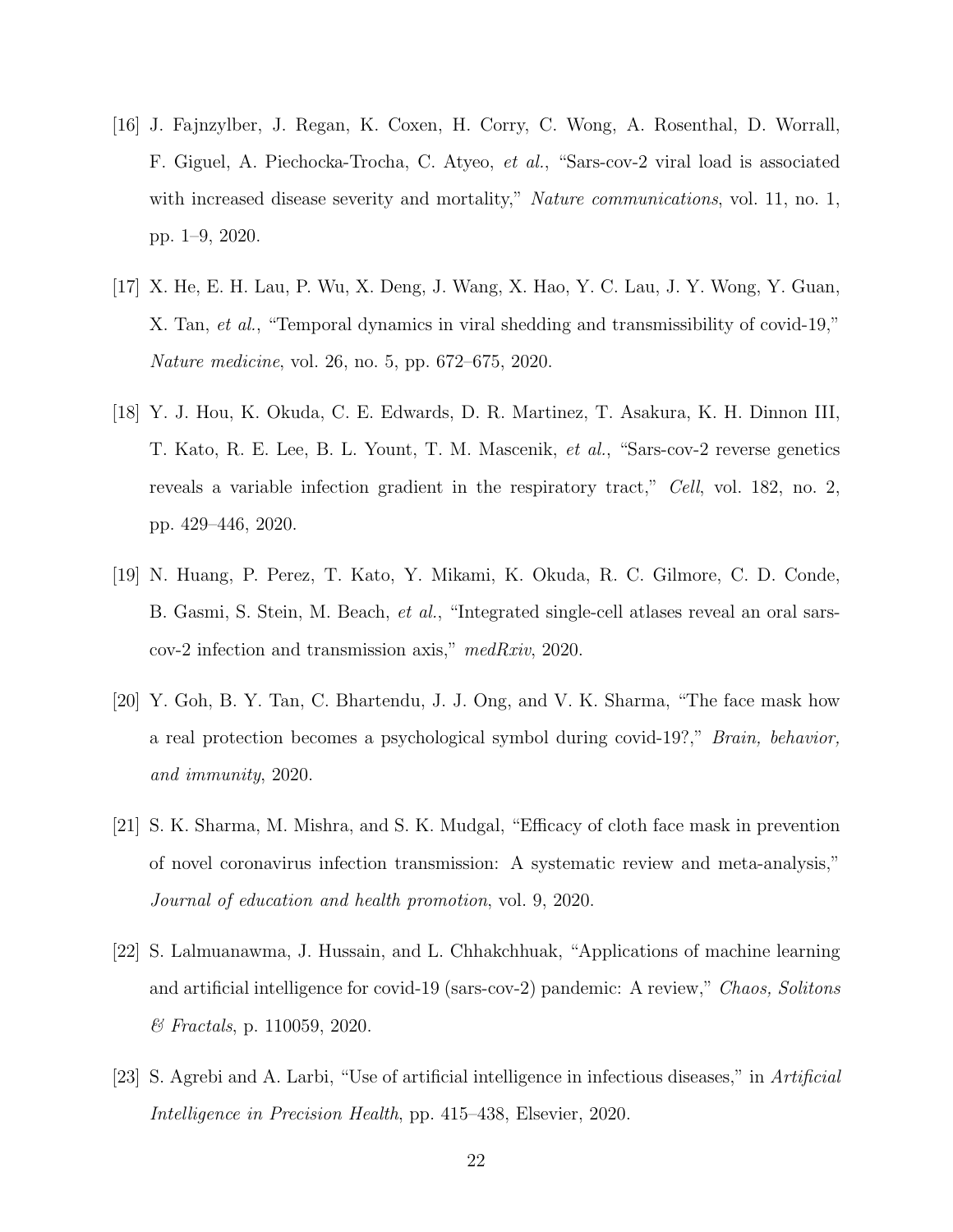[16] J. Fajnzylber, J. Regan, K. Coxen, H. Corry, C. Wong, A. Rosenthal, D. Worrall, F. Giguel, A. Piechocka-Trocha, C. Atyeo, *et al.*, "Sars-cov-2 viral load is associated with increased disease severity and mortality," *Nature communications*, vol. 11, no. 1, pp. 1–9, 2020.

[17] X. He, E. H. Lau, P. Wu, X. Deng, J. Wang, X. Hao, Y. C. Lau, J. Y. Wong, Y. Guan, X. Tan, *et al.*, "Temporal dynamics in viral shedding and transmissibility of covid-19," *Nature medicine*, vol. 26, no. 5, pp. 672–675, 2020.

[18] Y. J. Hou, K. Okuda, C. E. Edwards, D. R. Martinez, T. Asakura, K. H. Dinnon III, T. Kato, R. E. Lee, B. L. Yount, T. M. Mascenik, *et al.*, "Sars-cov-2 reverse genetics reveals a variable infection gradient in the respiratory tract," *Cell*, vol. 182, no. 2, pp. 429–446, 2020.

[19] N. Huang, P. Perez, T. Kato, Y. Mikami, K. Okuda, R. C. Gilmore, C. D. Conde, B. Gasmi, S. Stein, M. Beach, *et al.*, "Integrated single-cell atlases reveal an oral sars-cov-2 infection and transmission axis," *medRxiv*, 2020.

[20] Y. Goh, B. Y. Tan, C. Bhartendu, J. J. Ong, and V. K. Sharma, "The face mask how a real protection becomes a psychological symbol during covid-19?," *Brain, behavior, and immunity*, 2020.

[21] S. K. Sharma, M. Mishra, and S. K. Mudgal, "Efficacy of cloth face mask in prevention of novel coronavirus infection transmission: A systematic review and meta-analysis," *Journal of education and health promotion*, vol. 9, 2020.

[22] S. Lalmuanawma, J. Hussain, and L. Chhakchhuak, "Applications of machine learning and artificial intelligence for covid-19 (sars-cov-2) pandemic: A review," *Chaos, Solitons & Fractals*, p. 110059, 2020.

[23] S. Agrebi and A. Larbi, "Use of artificial intelligence in infectious diseases," in *Artificial Intelligence in Precision Health*, pp. 415–438, Elsevier, 2020.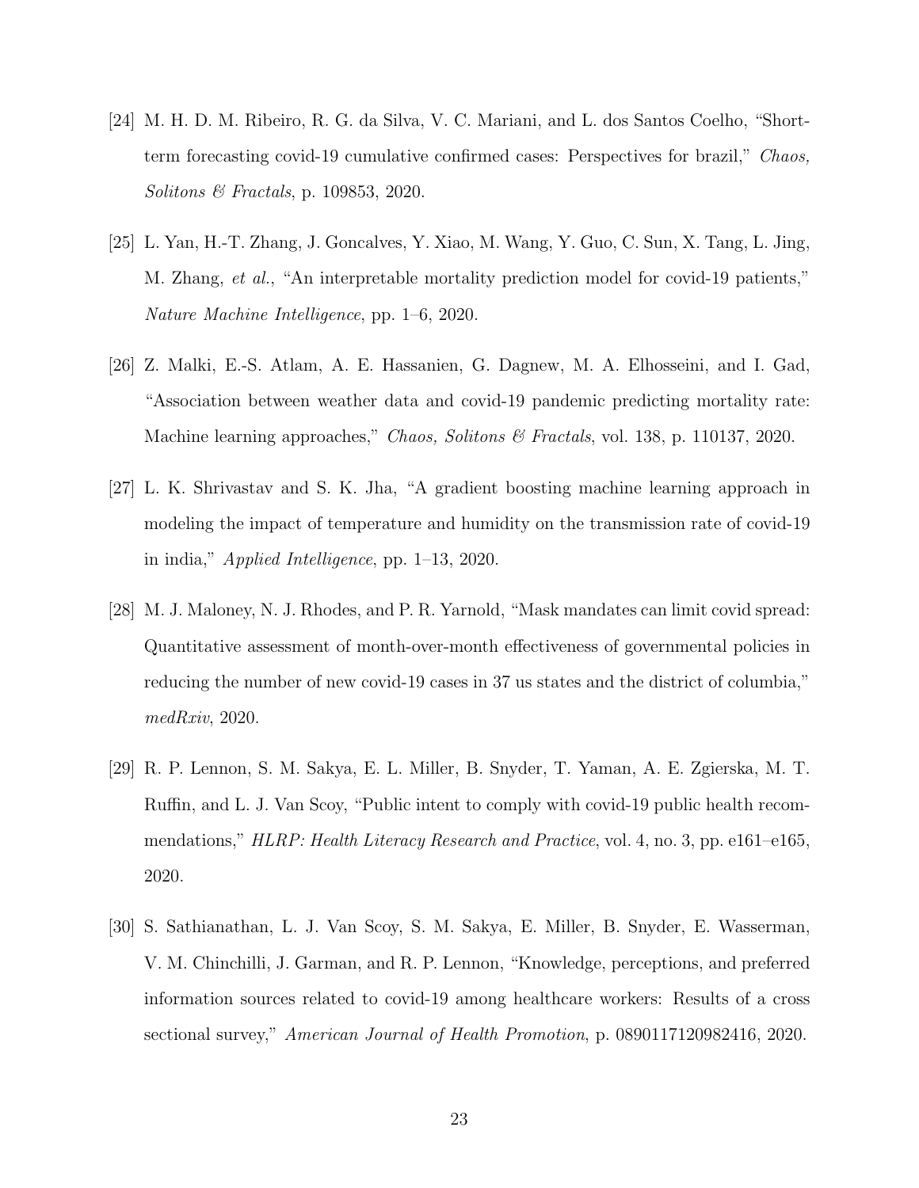[24] M. H. D. M. Ribeiro, R. G. da Silva, V. C. Mariani, and L. dos Santos Coelho, "Short-term forecasting covid-19 cumulative confirmed cases: Perspectives for brazil," *Chaos, Solitons & Fractals*, p. 109853, 2020.

[25] L. Yan, H.-T. Zhang, J. Goncalves, Y. Xiao, M. Wang, Y. Guo, C. Sun, X. Tang, L. Jing, M. Zhang, *et al.*, "An interpretable mortality prediction model for covid-19 patients," *Nature Machine Intelligence*, pp. 1–6, 2020.

[26] Z. Malki, E.-S. Atlam, A. E. Hassanien, G. Dagnew, M. A. Elhosseini, and I. Gad, "Association between weather data and covid-19 pandemic predicting mortality rate: Machine learning approaches," *Chaos, Solitons & Fractals*, vol. 138, p. 110137, 2020.

[27] L. K. Shrivastav and S. K. Jha, "A gradient boosting machine learning approach in modeling the impact of temperature and humidity on the transmission rate of covid-19 in india," *Applied Intelligence*, pp. 1–13, 2020.

[28] M. J. Maloney, N. J. Rhodes, and P. R. Yarnold, "Mask mandates can limit covid spread: Quantitative assessment of month-over-month effectiveness of governmental policies in reducing the number of new covid-19 cases in 37 us states and the district of columbia," *medRxiv*, 2020.

[29] R. P. Lennon, S. M. Sakya, E. L. Miller, B. Snyder, T. Yaman, A. E. Zgierska, M. T. Ruffin, and L. J. Van Scoy, "Public intent to comply with covid-19 public health recommendations," *HLRP: Health Literacy Research and Practice*, vol. 4, no. 3, pp. e161–e165, 2020.

[30] S. Sathianathan, L. J. Van Scoy, S. M. Sakya, E. Miller, B. Snyder, E. Wasserman, V. M. Chinchilli, J. Garman, and R. P. Lennon, "Knowledge, perceptions, and preferred information sources related to covid-19 among healthcare workers: Results of a cross sectional survey," *American Journal of Health Promotion*, p. 0890117120982416, 2020.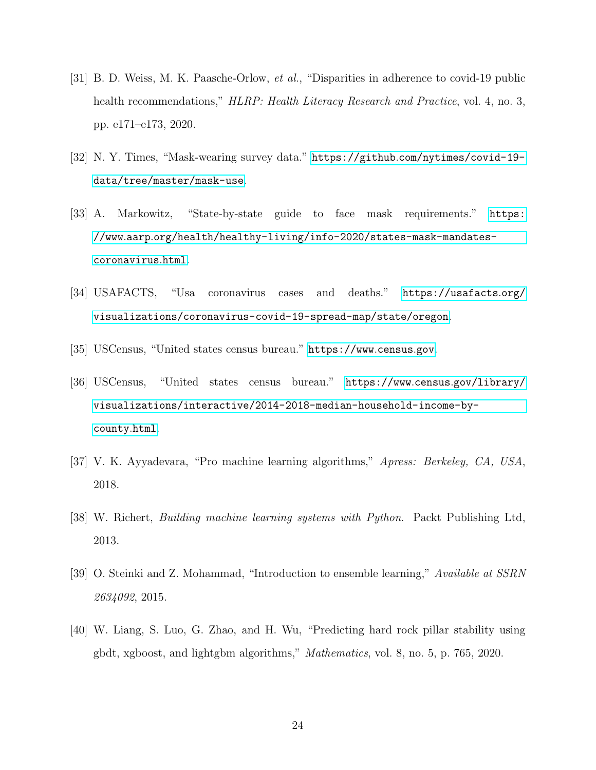[31] B. D. Weiss, M. K. Paasche-Orlow, *et al.*, “Disparities in adherence to covid-19 public health recommendations,” *HLRP: Health Literacy Research and Practice*, vol. 4, no. 3, pp. e171–e173, 2020.

[32] N. Y. Times, “Mask-wearing survey data.” https://github.com/nytimes/covid-19-data/tree/master/mask-use.

[33] A. Markowitz, “State-by-state guide to face mask requirements.” https://www.aarp.org/health/healthy-living/info-2020/states-mask-mandates-coronavirus.html.

[34] USAFACTS, “Usa coronavirus cases and deaths.” https://usafacts.org/visualizations/coronavirus-covid-19-spread-map/state/oregon.

[35] USCensus, “United states census bureau.” https://www.census.gov.

[36] USCensus, “United states census bureau.” https://www.census.gov/library/visualizations/interactive/2014-2018-median-household-income-by-county.html.

[37] V. K. Ayyadevara, “Pro machine learning algorithms,” *Apress: Berkeley, CA, USA*, 2018.

[38] W. Richert, *Building machine learning systems with Python*. Packt Publishing Ltd, 2013.

[39] O. Steinki and Z. Mohammad, “Introduction to ensemble learning,” *Available at SSRN 2634092*, 2015.

[40] W. Liang, S. Luo, G. Zhao, and H. Wu, “Predicting hard rock pillar stability using gbdt, xgboost, and lightgbm algorithms,” *Mathematics*, vol. 8, no. 5, p. 765, 2020.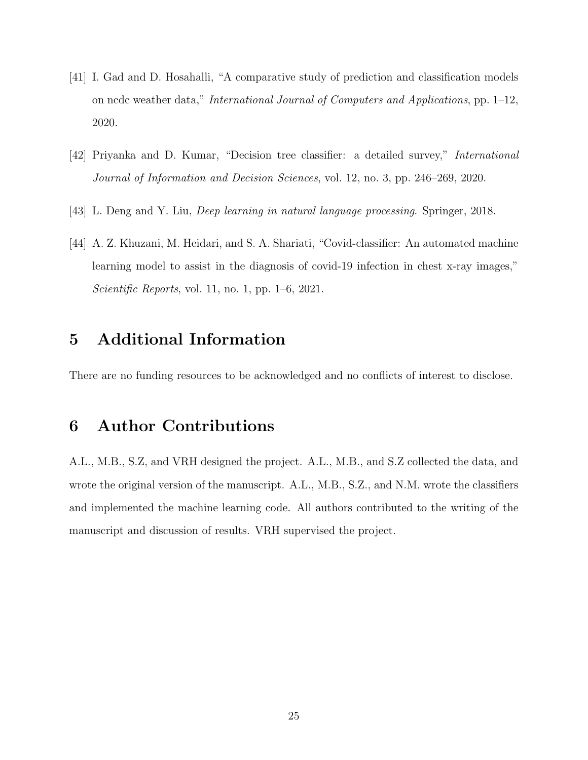[41] I. Gad and D. Hosahalli, "A comparative study of prediction and classification models on ncdc weather data," *International Journal of Computers and Applications*, pp. 1–12, 2020.

[42] Priyanka and D. Kumar, "Decision tree classifier: a detailed survey," *International Journal of Information and Decision Sciences*, vol. 12, no. 3, pp. 246–269, 2020.

[43] L. Deng and Y. Liu, *Deep learning in natural language processing*. Springer, 2018.

[44] A. Z. Khuzani, M. Heidari, and S. A. Shariati, "Covid-classifier: An automated machine learning model to assist in the diagnosis of covid-19 infection in chest x-ray images," *Scientific Reports*, vol. 11, no. 1, pp. 1–6, 2021.

# 5 Additional Information

There are no funding resources to be acknowledged and no conflicts of interest to disclose.

# 6 Author Contributions

A.L., M.B., S.Z, and VRH designed the project. A.L., M.B., and S.Z collected the data, and wrote the original version of the manuscript. A.L., M.B., S.Z., and N.M. wrote the classifiers and implemented the machine learning code. All authors contributed to the writing of the manuscript and discussion of results. VRH supervised the project.